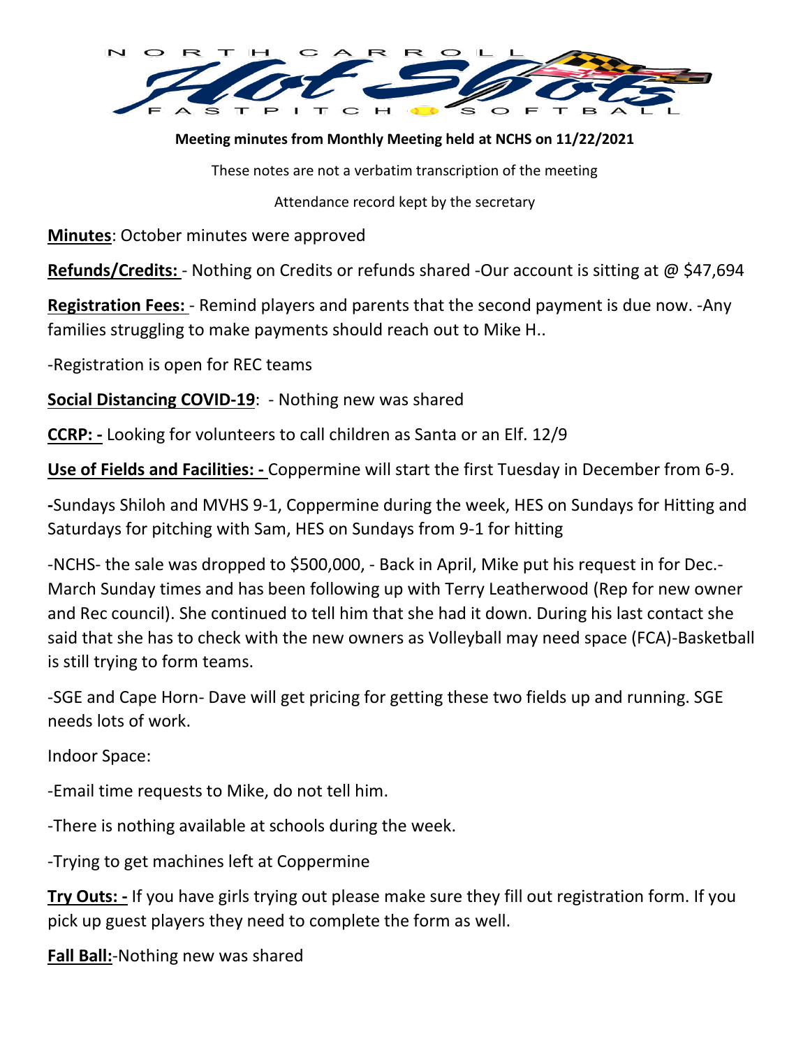NORTH CARROLL Hot Shots FASTPITCH SOFTBALL

**Meeting minutes from Monthly Meeting held at NCHS on 11/22/2021**

These notes are not a verbatim transcription of the meeting

Attendance record kept by the secretary

**Minutes**: October minutes were approved

**Refunds/Credits:** - Nothing on Credits or refunds shared -Our account is sitting at @ $47,694

**Registration Fees:** - Remind players and parents that the second payment is due now. -Any families struggling to make payments should reach out to Mike H..

-Registration is open for REC teams

**Social Distancing COVID-19**: - Nothing new was shared

**CCRP: -** Looking for volunteers to call children as Santa or an Elf. 12/9

**Use of Fields and Facilities: -** Coppermine will start the first Tuesday in December from 6-9.

-Sundays Shiloh and MVHS 9-1, Coppermine during the week, HES on Sundays for Hitting and Saturdays for pitching with Sam, HES on Sundays from 9-1 for hitting

-NCHS- the sale was dropped to $500,000, - Back in April, Mike put his request in for Dec.-March Sunday times and has been following up with Terry Leatherwood (Rep for new owner and Rec council). She continued to tell him that she had it down. During his last contact she said that she has to check with the new owners as Volleyball may need space (FCA)-Basketball is still trying to form teams.

-SGE and Cape Horn- Dave will get pricing for getting these two fields up and running. SGE needs lots of work.

Indoor Space:

-Email time requests to Mike, do not tell him.

-There is nothing available at schools during the week.

-Trying to get machines left at Coppermine

**Try Outs: -** If you have girls trying out please make sure they fill out registration form. If you pick up guest players they need to complete the form as well.

**Fall Ball:**-Nothing new was shared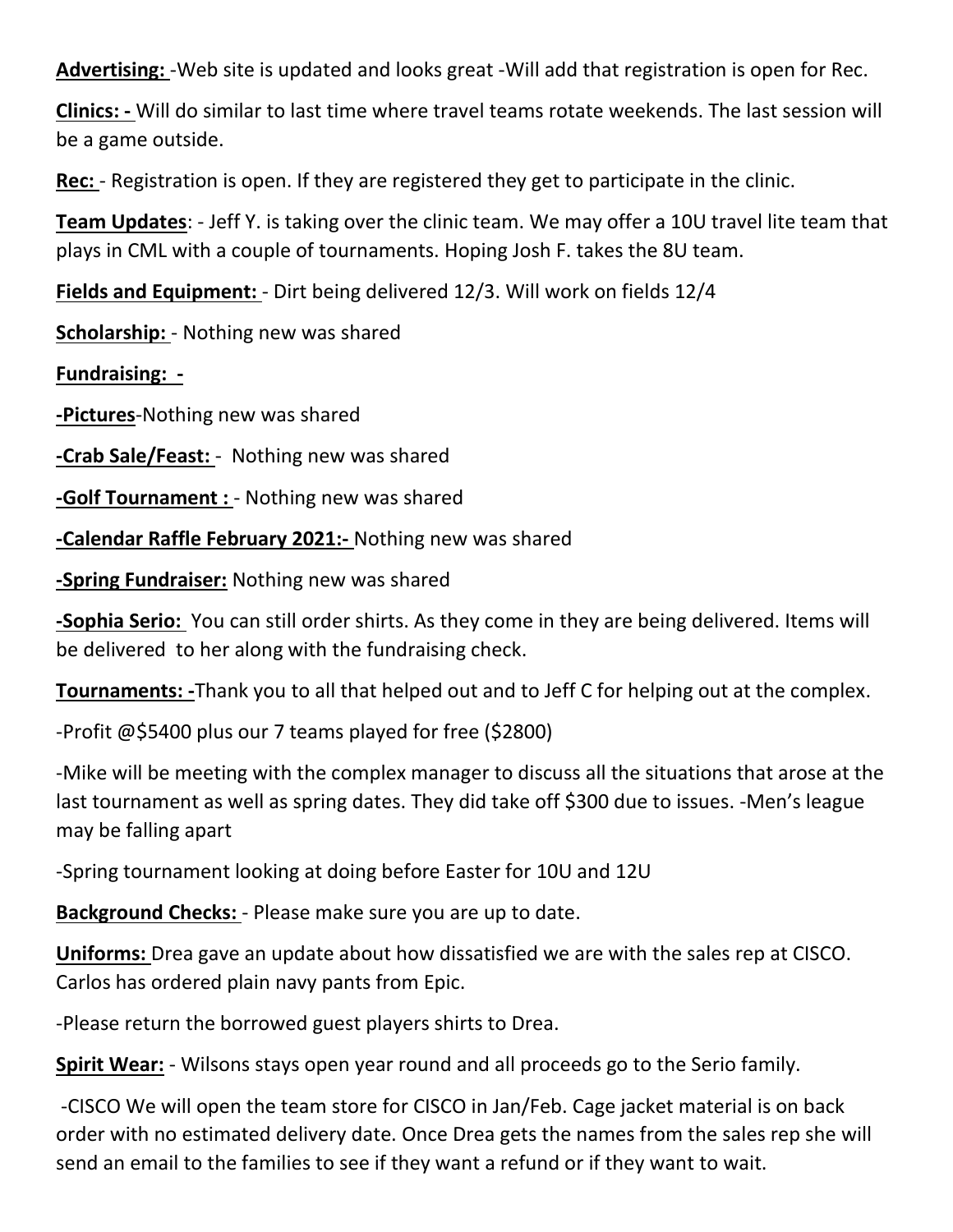**Advertising:** -Web site is updated and looks great -Will add that registration is open for Rec.

**Clinics: -** Will do similar to last time where travel teams rotate weekends. The last session will be a game outside.

**Rec:** - Registration is open. If they are registered they get to participate in the clinic.

**Team Updates**: - Jeff Y. is taking over the clinic team. We may offer a 10U travel lite team that plays in CML with a couple of tournaments. Hoping Josh F. takes the 8U team.

**Fields and Equipment:** - Dirt being delivered 12/3. Will work on fields 12/4

**Scholarship:** - Nothing new was shared

**Fundraising: -**

**-Pictures**-Nothing new was shared

**-Crab Sale/Feast:** - Nothing new was shared

**-Golf Tournament :** - Nothing new was shared

**-Calendar Raffle February 2021:-** Nothing new was shared

**-Spring Fundraiser:** Nothing new was shared

**-Sophia Serio:** You can still order shirts. As they come in they are being delivered. Items will be delivered to her along with the fundraising check.

**Tournaments: -**Thank you to all that helped out and to Jeff C for helping out at the complex.

-Profit @$5400 plus our 7 teams played for free ($2800)

-Mike will be meeting with the complex manager to discuss all the situations that arose at the last tournament as well as spring dates. They did take off $300 due to issues. -Men's league may be falling apart

-Spring tournament looking at doing before Easter for 10U and 12U

**Background Checks:** - Please make sure you are up to date.

**Uniforms:** Drea gave an update about how dissatisfied we are with the sales rep at CISCO. Carlos has ordered plain navy pants from Epic.

-Please return the borrowed guest players shirts to Drea.

**Spirit Wear:** - Wilsons stays open year round and all proceeds go to the Serio family.

-CISCO We will open the team store for CISCO in Jan/Feb. Cage jacket material is on back order with no estimated delivery date. Once Drea gets the names from the sales rep she will send an email to the families to see if they want a refund or if they want to wait.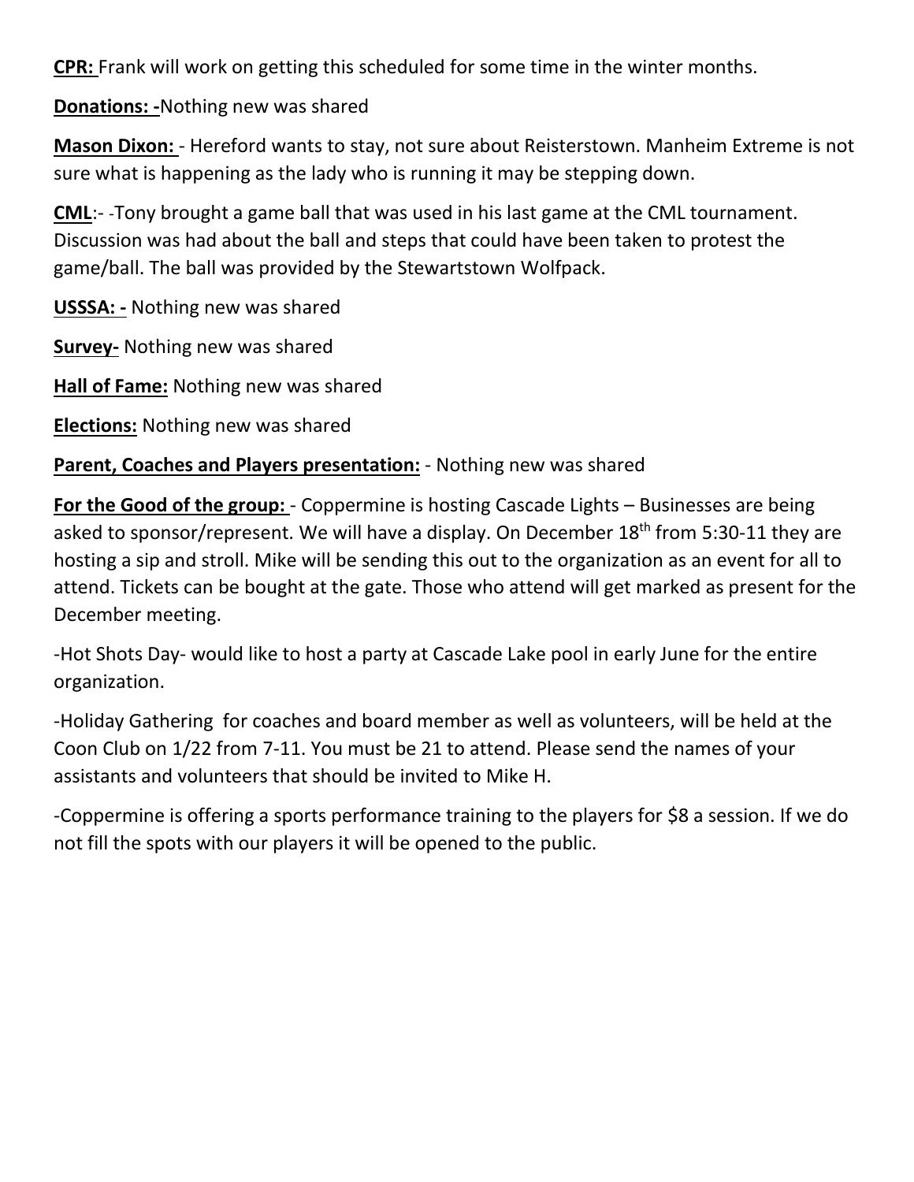**CPR:** Frank will work on getting this scheduled for some time in the winter months.

**Donations: -**Nothing new was shared

**Mason Dixon:** - Hereford wants to stay, not sure about Reisterstown. Manheim Extreme is not sure what is happening as the lady who is running it may be stepping down.

**CML**:- -Tony brought a game ball that was used in his last game at the CML tournament. Discussion was had about the ball and steps that could have been taken to protest the game/ball. The ball was provided by the Stewartstown Wolfpack.

**USSSA: -** Nothing new was shared

**Survey-** Nothing new was shared

**Hall of Fame:** Nothing new was shared

**Elections:** Nothing new was shared

**Parent, Coaches and Players presentation:** - Nothing new was shared

**For the Good of the group:** - Coppermine is hosting Cascade Lights – Businesses are being asked to sponsor/represent. We will have a display. On December 18th from 5:30-11 they are hosting a sip and stroll. Mike will be sending this out to the organization as an event for all to attend. Tickets can be bought at the gate. Those who attend will get marked as present for the December meeting.

-Hot Shots Day- would like to host a party at Cascade Lake pool in early June for the entire organization.

-Holiday Gathering for coaches and board member as well as volunteers, will be held at the Coon Club on 1/22 from 7-11. You must be 21 to attend. Please send the names of your assistants and volunteers that should be invited to Mike H.

-Coppermine is offering a sports performance training to the players for $8 a session. If we do not fill the spots with our players it will be opened to the public.